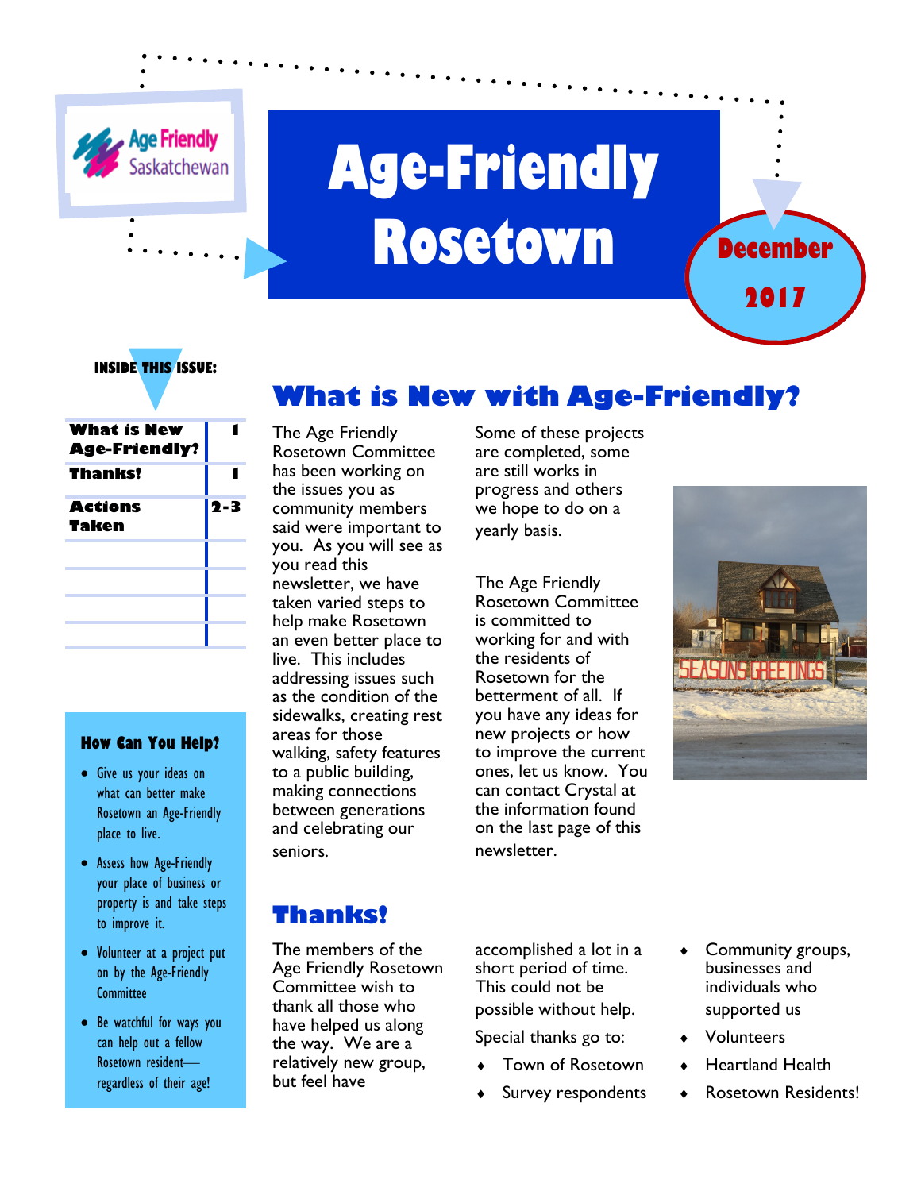Age Friendly Saskatchewan

# Age-Friendly Rosetown

**December 2017**

**INSIDE THIS ISSUE:**

| | |
|---|---|
| What is New Age-Friendly? | 1 |
| Thanks! | 1 |
| Actions Taken | 2-3 |

## What is New with Age-Friendly?

The Age Friendly Rosetown Committee has been working on the issues you as community members said were important to you. As you will see as you read this newsletter, we have taken varied steps to help make Rosetown an even better place to live. This includes addressing issues such as the condition of the sidewalks, creating rest areas for those walking, safety features to a public building, making connections between generations and celebrating our seniors.

Some of these projects are completed, some are still works in progress and others we hope to do on a yearly basis.

The Age Friendly Rosetown Committee is committed to working for and with the residents of Rosetown for the betterment of all. If you have any ideas for new projects or how to improve the current ones, let us know. You can contact Crystal at the information found on the last page of this newsletter.

## Thanks!

The members of the Age Friendly Rosetown Committee wish to thank all those who have helped us along the way. We are a relatively new group, but feel have accomplished a lot in a short period of time. This could not be possible without help.

Special thanks go to:

- Town of Rosetown
- Survey respondents
- Community groups, businesses and individuals who supported us
- Volunteers
- Heartland Health
- Rosetown Residents!

### How Can You Help?

- Give us your ideas on what can better make Rosetown an Age-Friendly place to live.
- Assess how Age-Friendly your place of business or property is and take steps to improve it.
- Volunteer at a project put on by the Age-Friendly Committee
- Be watchful for ways you can help out a fellow Rosetown resident—regardless of their age!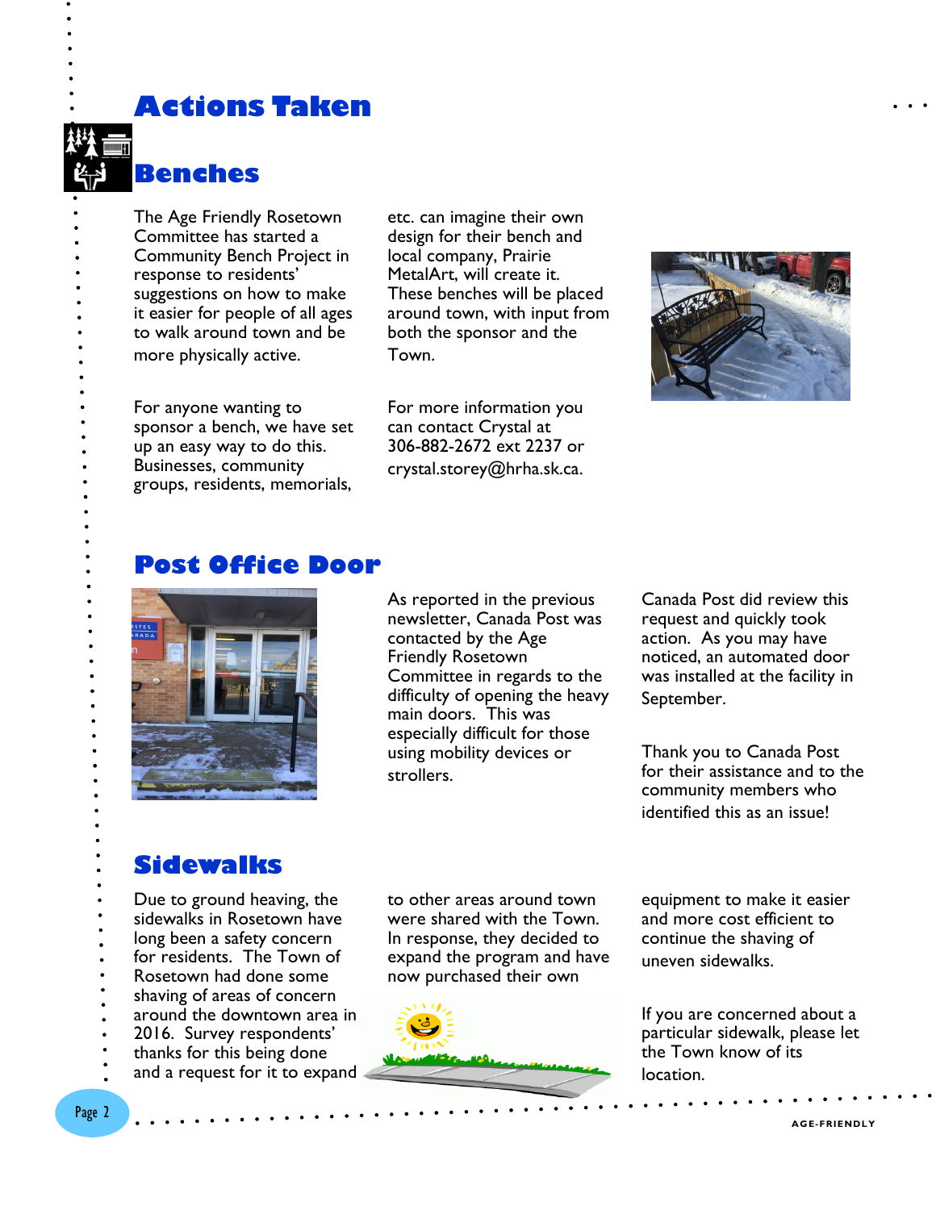# Actions Taken

## Benches

The Age Friendly Rosetown Committee has started a Community Bench Project in response to residents' suggestions on how to make it easier for people of all ages to walk around town and be more physically active.

For anyone wanting to sponsor a bench, we have set up an easy way to do this. Businesses, community groups, residents, memorials, etc. can imagine their own design for their bench and local company, Prairie MetalArt, will create it. These benches will be placed around town, with input from both the sponsor and the Town.

For more information you can contact Crystal at 306-882-2672 ext 2237 or crystal.storey@hrha.sk.ca.

## Post Office Door

As reported in the previous newsletter, Canada Post was contacted by the Age Friendly Rosetown Committee in regards to the difficulty of opening the heavy main doors. This was especially difficult for those using mobility devices or strollers.

Canada Post did review this request and quickly took action. As you may have noticed, an automated door was installed at the facility in September.

Thank you to Canada Post for their assistance and to the community members who identified this as an issue!

## Sidewalks

Due to ground heaving, the sidewalks in Rosetown have long been a safety concern for residents. The Town of Rosetown had done some shaving of areas of concern around the downtown area in 2016. Survey respondents' thanks for this being done and a request for it to expand to other areas around town were shared with the Town. In response, they decided to expand the program and have now purchased their own equipment to make it easier and more cost efficient to continue the shaving of uneven sidewalks.

If you are concerned about a particular sidewalk, please let the Town know of its location.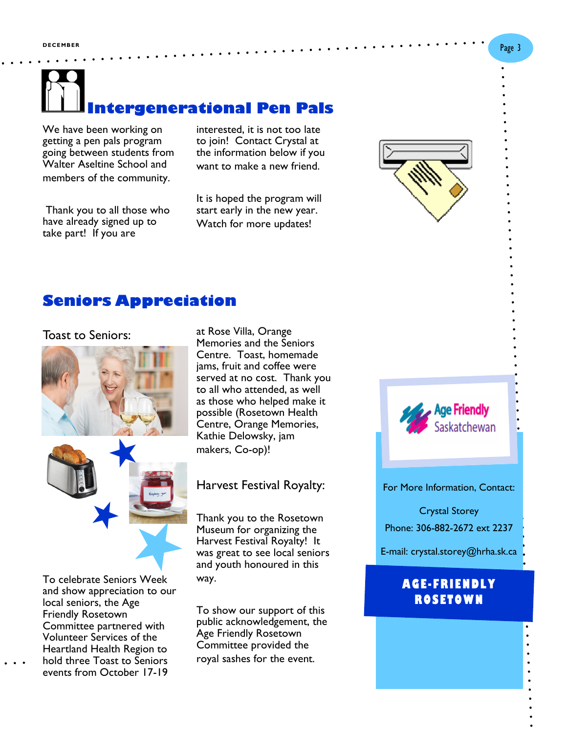## Intergenerational Pen Pals

We have been working on getting a pen pals program going between students from Walter Aseltine School and members of the community.

Thank you to all those who have already signed up to take part! If you are interested, it is not too late to join! Contact Crystal at the information below if you want to make a new friend.

It is hoped the program will start early in the new year. Watch for more updates!

## Seniors Appreciation

Toast to Seniors:

To celebrate Seniors Week and show appreciation to our local seniors, the Age Friendly Rosetown Committee partnered with Volunteer Services of the Heartland Health Region to hold three Toast to Seniors events from October 17-19 at Rose Villa, Orange Memories and the Seniors Centre. Toast, homemade jams, fruit and coffee were served at no cost. Thank you to all who attended, as well as those who helped make it possible (Rosetown Health Centre, Orange Memories, Kathie Delowsky, jam makers, Co-op)!

Harvest Festival Royalty:

Thank you to the Rosetown Museum for organizing the Harvest Festival Royalty! It was great to see local seniors and youth honoured in this way.

To show our support of this public acknowledgement, the Age Friendly Rosetown Committee provided the royal sashes for the event.

Age Friendly Saskatchewan

For More Information, Contact:

Crystal Storey
Phone: 306-882-2672 ext 2237

E-mail: crystal.storey@hrha.sk.ca

**AGE-FRIENDLY ROSETOWN**